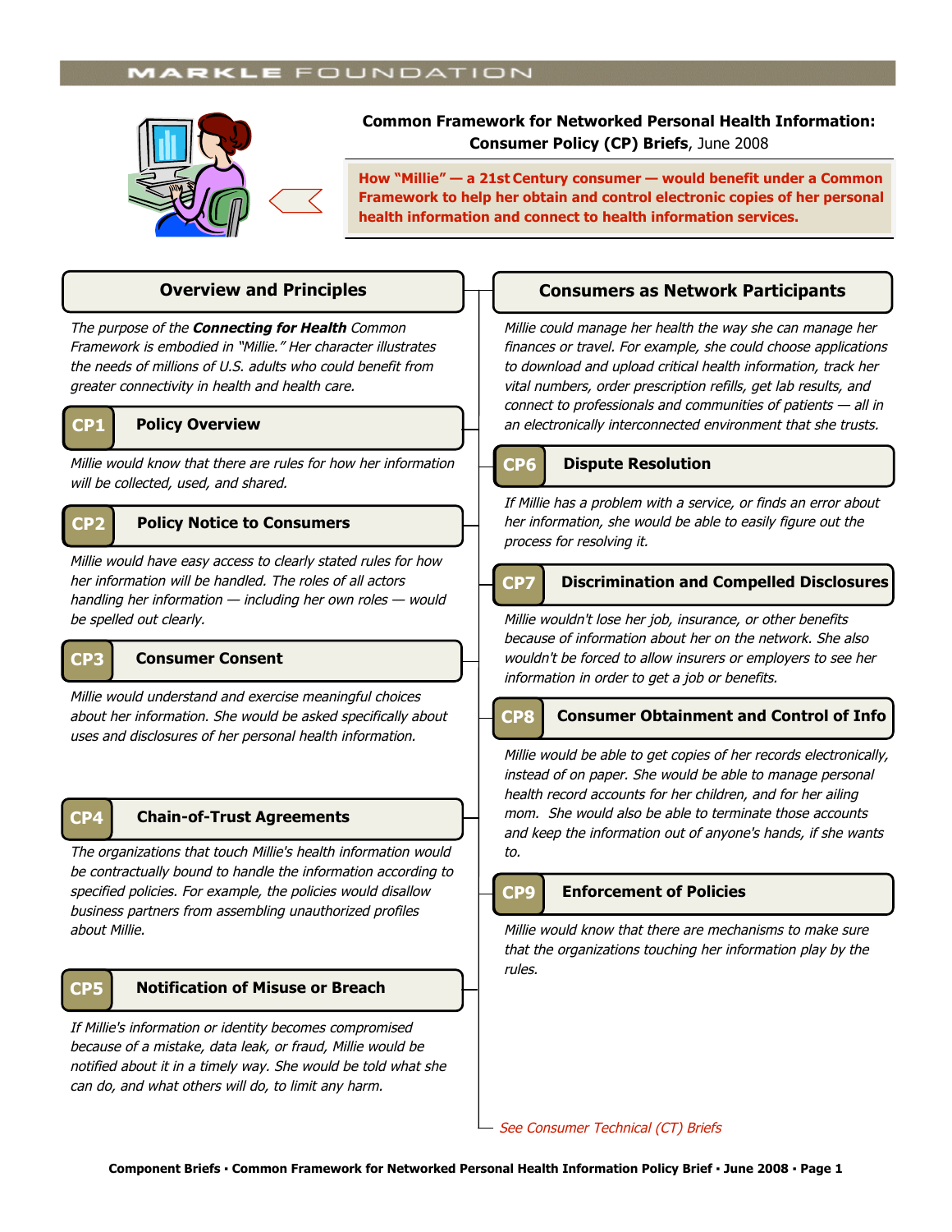MARKLE FOUNDATION

# Common Framework for Networked Personal Health Information: Consumer Policy (CP) Briefs, June 2008

**How "Millie" — a 21st Century consumer — would benefit under a Common Framework to help her obtain and control electronic copies of her personal health information and connect to health information services.**

## Overview and Principles

*The purpose of the **Connecting for Health** Common Framework is embodied in "Millie." Her character illustrates the needs of millions of U.S. adults who could benefit from greater connectivity in health and health care.*

### CP1 Policy Overview

*Millie would know that there are rules for how her information will be collected, used, and shared.*

### CP2 Policy Notice to Consumers

*Millie would have easy access to clearly stated rules for how her information will be handled. The roles of all actors handling her information — including her own roles — would be spelled out clearly.*

### CP3 Consumer Consent

*Millie would understand and exercise meaningful choices about her information. She would be asked specifically about uses and disclosures of her personal health information.*

### CP4 Chain-of-Trust Agreements

*The organizations that touch Millie's health information would be contractually bound to handle the information according to specified policies. For example, the policies would disallow business partners from assembling unauthorized profiles about Millie.*

### CP5 Notification of Misuse or Breach

*If Millie's information or identity becomes compromised because of a mistake, data leak, or fraud, Millie would be notified about it in a timely way. She would be told what she can do, and what others will do, to limit any harm.*

## Consumers as Network Participants

*Millie could manage her health the way she can manage her finances or travel. For example, she could choose applications to download and upload critical health information, track her vital numbers, order prescription refills, get lab results, and connect to professionals and communities of patients — all in an electronically interconnected environment that she trusts.*

### CP6 Dispute Resolution

*If Millie has a problem with a service, or finds an error about her information, she would be able to easily figure out the process for resolving it.*

### CP7 Discrimination and Compelled Disclosures

*Millie wouldn't lose her job, insurance, or other benefits because of information about her on the network. She also wouldn't be forced to allow insurers or employers to see her information in order to get a job or benefits.*

### CP8 Consumer Obtainment and Control of Info

*Millie would be able to get copies of her records electronically, instead of on paper. She would be able to manage personal health record accounts for her children, and for her ailing mom. She would also be able to terminate those accounts and keep the information out of anyone's hands, if she wants to.*

### CP9 Enforcement of Policies

*Millie would know that there are mechanisms to make sure that the organizations touching her information play by the rules.*

*See Consumer Technical (CT) Briefs*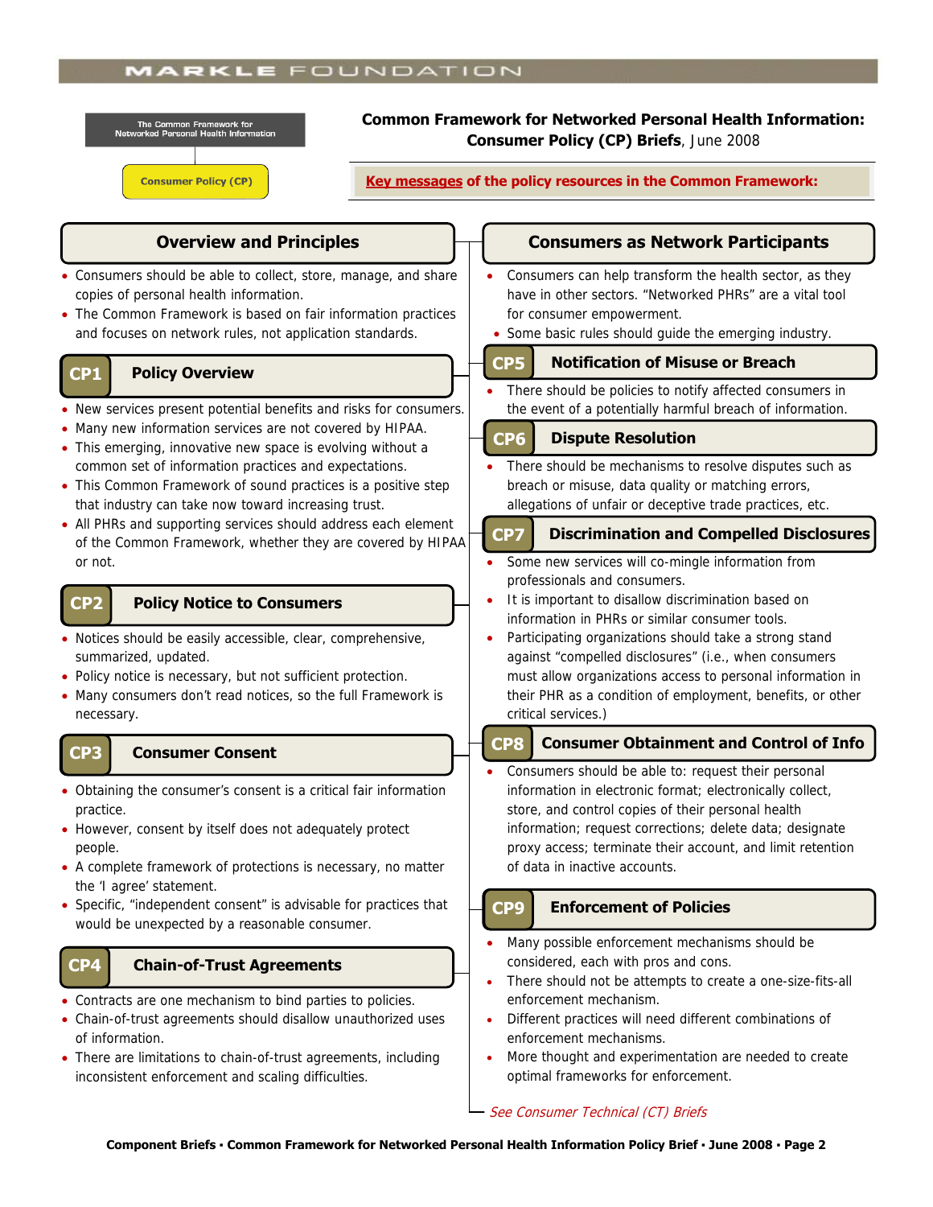MARKLE FOUNDATION

The Common Framework for Networked Personal Health Information

Consumer Policy (CP)

# Common Framework for Networked Personal Health Information: Consumer Policy (CP) Briefs, June 2008

**Key messages of the policy resources in the Common Framework:**

## Overview and Principles

- Consumers should be able to collect, store, manage, and share copies of personal health information.
- The Common Framework is based on fair information practices and focuses on network rules, not application standards.

### CP1 Policy Overview

- New services present potential benefits and risks for consumers.
- Many new information services are not covered by HIPAA.
- This emerging, innovative new space is evolving without a common set of information practices and expectations.
- This Common Framework of sound practices is a positive step that industry can take now toward increasing trust.
- All PHRs and supporting services should address each element of the Common Framework, whether they are covered by HIPAA or not.

### CP2 Policy Notice to Consumers

- Notices should be easily accessible, clear, comprehensive, summarized, updated.
- Policy notice is necessary, but not sufficient protection.
- Many consumers don't read notices, so the full Framework is necessary.

### CP3 Consumer Consent

- Obtaining the consumer's consent is a critical fair information practice.
- However, consent by itself does not adequately protect people.
- A complete framework of protections is necessary, no matter the 'I agree' statement.
- Specific, "independent consent" is advisable for practices that would be unexpected by a reasonable consumer.

### CP4 Chain-of-Trust Agreements

- Contracts are one mechanism to bind parties to policies.
- Chain-of-trust agreements should disallow unauthorized uses of information.
- There are limitations to chain-of-trust agreements, including inconsistent enforcement and scaling difficulties.

## Consumers as Network Participants

- Consumers can help transform the health sector, as they have in other sectors. "Networked PHRs" are a vital tool for consumer empowerment.
- Some basic rules should guide the emerging industry.

### CP5 Notification of Misuse or Breach

- There should be policies to notify affected consumers in the event of a potentially harmful breach of information.

### CP6 Dispute Resolution

- There should be mechanisms to resolve disputes such as breach or misuse, data quality or matching errors, allegations of unfair or deceptive trade practices, etc.

### CP7 Discrimination and Compelled Disclosures

- Some new services will co-mingle information from professionals and consumers.
- It is important to disallow discrimination based on information in PHRs or similar consumer tools.
- Participating organizations should take a strong stand against "compelled disclosures" (i.e., when consumers must allow organizations access to personal information in their PHR as a condition of employment, benefits, or other critical services.)

### CP8 Consumer Obtainment and Control of Info

- Consumers should be able to: request their personal information in electronic format; electronically collect, store, and control copies of their personal health information; request corrections; delete data; designate proxy access; terminate their account, and limit retention of data in inactive accounts.

### CP9 Enforcement of Policies

- Many possible enforcement mechanisms should be considered, each with pros and cons.
- There should not be attempts to create a one-size-fits-all enforcement mechanism.
- Different practices will need different combinations of enforcement mechanisms.
- More thought and experimentation are needed to create optimal frameworks for enforcement.

*See Consumer Technical (CT) Briefs*